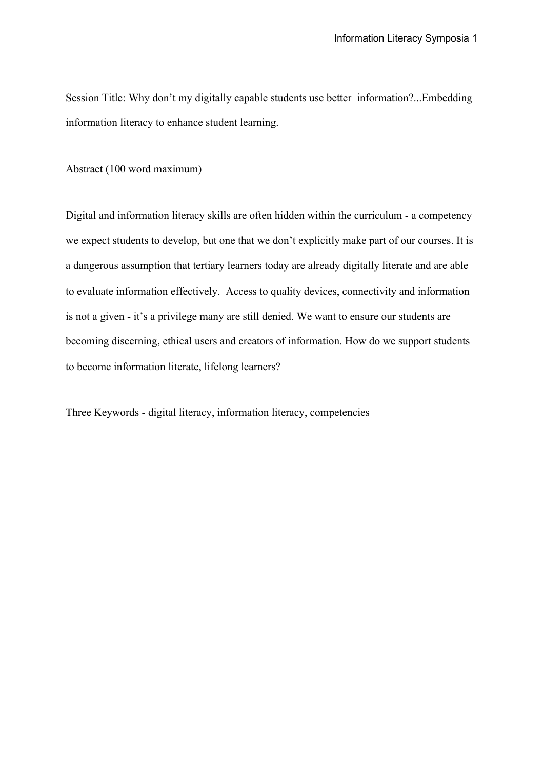Session Title: Why don't my digitally capable students use better information?...Embedding information literacy to enhance student learning.

Abstract (100 word maximum)

Digital and information literacy skills are often hidden within the curriculum - a competency we expect students to develop, but one that we don't explicitly make part of our courses. It is a dangerous assumption that tertiary learners today are already digitally literate and are able to evaluate information effectively. Access to quality devices, connectivity and information is not a given - it's a privilege many are still denied. We want to ensure our students are becoming discerning, ethical users and creators of information. How do we support students to become information literate, lifelong learners?

Three Keywords - digital literacy, information literacy, competencies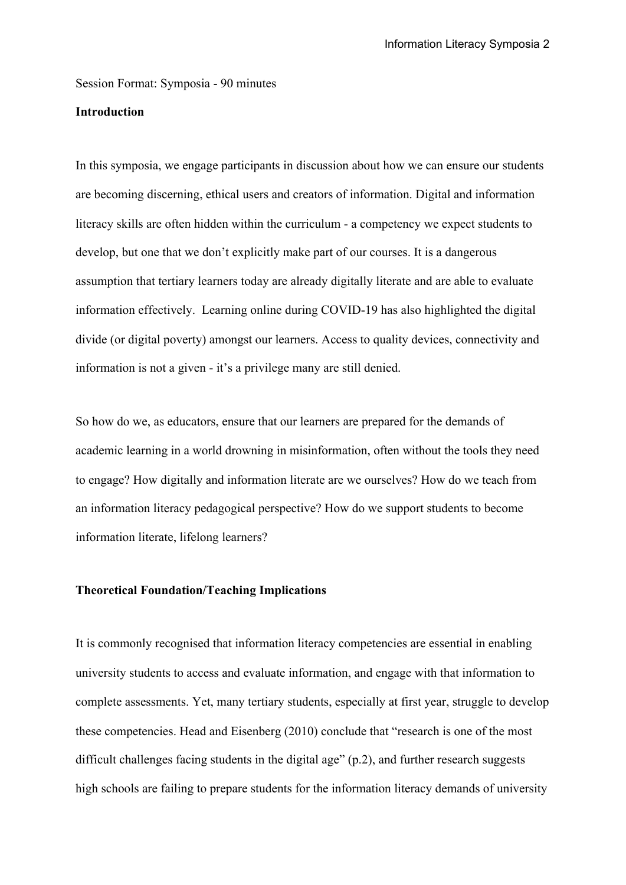Session Format: Symposia - 90 minutes

**Introduction**

In this symposia, we engage participants in discussion about how we can ensure our students are becoming discerning, ethical users and creators of information. Digital and information literacy skills are often hidden within the curriculum - a competency we expect students to develop, but one that we don't explicitly make part of our courses. It is a dangerous assumption that tertiary learners today are already digitally literate and are able to evaluate information effectively. Learning online during COVID-19 has also highlighted the digital divide (or digital poverty) amongst our learners. Access to quality devices, connectivity and information is not a given - it's a privilege many are still denied.

So how do we, as educators, ensure that our learners are prepared for the demands of academic learning in a world drowning in misinformation, often without the tools they need to engage? How digitally and information literate are we ourselves? How do we teach from an information literacy pedagogical perspective? How do we support students to become information literate, lifelong learners?

**Theoretical Foundation/Teaching Implications**

It is commonly recognised that information literacy competencies are essential in enabling university students to access and evaluate information, and engage with that information to complete assessments. Yet, many tertiary students, especially at first year, struggle to develop these competencies. Head and Eisenberg (2010) conclude that "research is one of the most difficult challenges facing students in the digital age" (p.2), and further research suggests high schools are failing to prepare students for the information literacy demands of university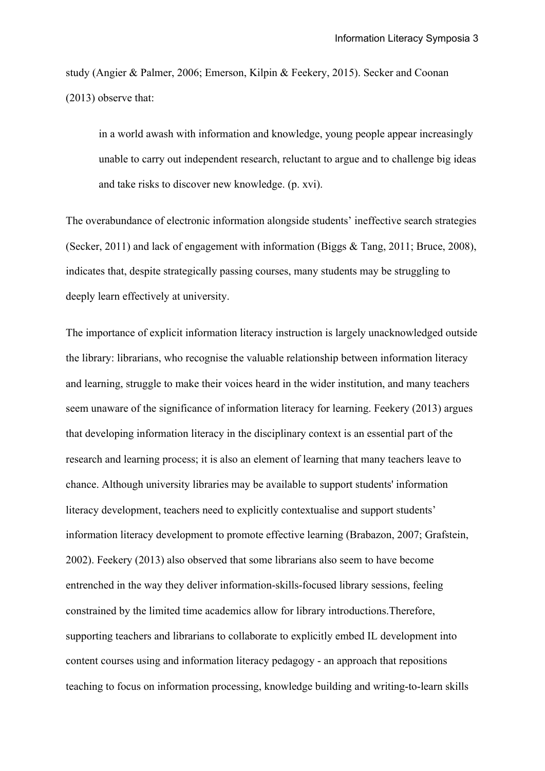study (Angier & Palmer, 2006; Emerson, Kilpin & Feekery, 2015). Secker and Coonan (2013) observe that:

> in a world awash with information and knowledge, young people appear increasingly unable to carry out independent research, reluctant to argue and to challenge big ideas and take risks to discover new knowledge. (p. xvi).

The overabundance of electronic information alongside students' ineffective search strategies (Secker, 2011) and lack of engagement with information (Biggs & Tang, 2011; Bruce, 2008), indicates that, despite strategically passing courses, many students may be struggling to deeply learn effectively at university.

The importance of explicit information literacy instruction is largely unacknowledged outside the library: librarians, who recognise the valuable relationship between information literacy and learning, struggle to make their voices heard in the wider institution, and many teachers seem unaware of the significance of information literacy for learning. Feekery (2013) argues that developing information literacy in the disciplinary context is an essential part of the research and learning process; it is also an element of learning that many teachers leave to chance. Although university libraries may be available to support students' information literacy development, teachers need to explicitly contextualise and support students' information literacy development to promote effective learning (Brabazon, 2007; Grafstein, 2002). Feekery (2013) also observed that some librarians also seem to have become entrenched in the way they deliver information-skills-focused library sessions, feeling constrained by the limited time academics allow for library introductions.Therefore, supporting teachers and librarians to collaborate to explicitly embed IL development into content courses using and information literacy pedagogy - an approach that repositions teaching to focus on information processing, knowledge building and writing-to-learn skills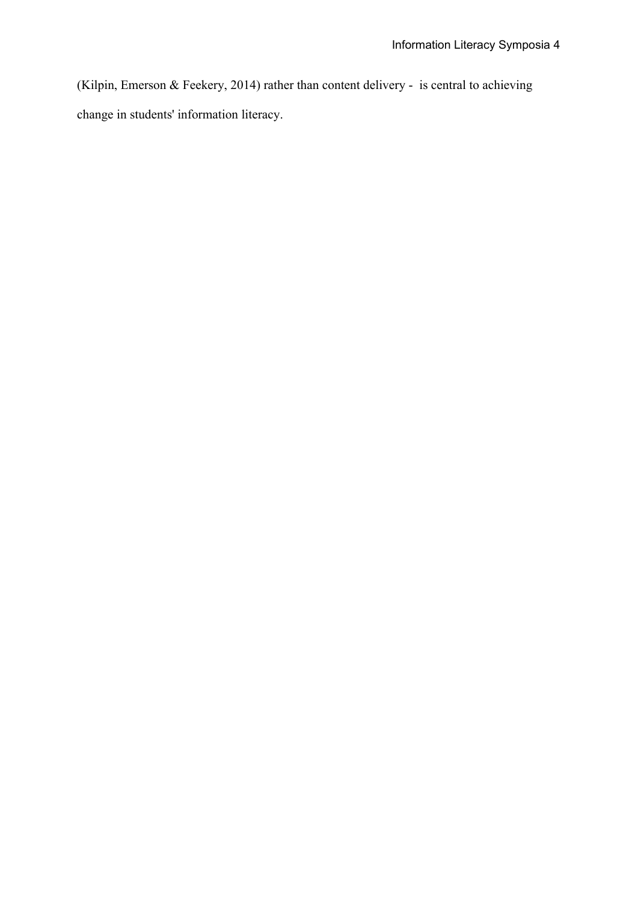(Kilpin, Emerson & Feekery, 2014) rather than content delivery - is central to achieving change in students' information literacy.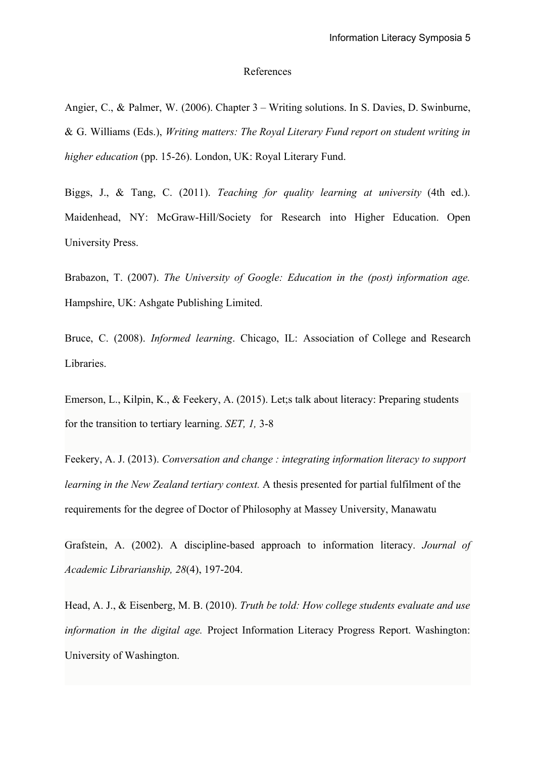# References

Angier, C., & Palmer, W. (2006). Chapter 3 – Writing solutions. In S. Davies, D. Swinburne, & G. Williams (Eds.), *Writing matters: The Royal Literary Fund report on student writing in higher education* (pp. 15-26). London, UK: Royal Literary Fund.

Biggs, J., & Tang, C. (2011). *Teaching for quality learning at university* (4th ed.). Maidenhead, NY: McGraw-Hill/Society for Research into Higher Education. Open University Press.

Brabazon, T. (2007). *The University of Google: Education in the (post) information age.* Hampshire, UK: Ashgate Publishing Limited.

Bruce, C. (2008). *Informed learning*. Chicago, IL: Association of College and Research Libraries.

Emerson, L., Kilpin, K., & Feekery, A. (2015). Let;s talk about literacy: Preparing students for the transition to tertiary learning. *SET, 1,* 3-8

Feekery, A. J. (2013). *Conversation and change : integrating information literacy to support learning in the New Zealand tertiary context.* A thesis presented for partial fulfilment of the requirements for the degree of Doctor of Philosophy at Massey University, Manawatu

Grafstein, A. (2002). A discipline-based approach to information literacy. *Journal of Academic Librarianship, 28*(4), 197-204.

Head, A. J., & Eisenberg, M. B. (2010). *Truth be told: How college students evaluate and use information in the digital age.* Project Information Literacy Progress Report. Washington: University of Washington.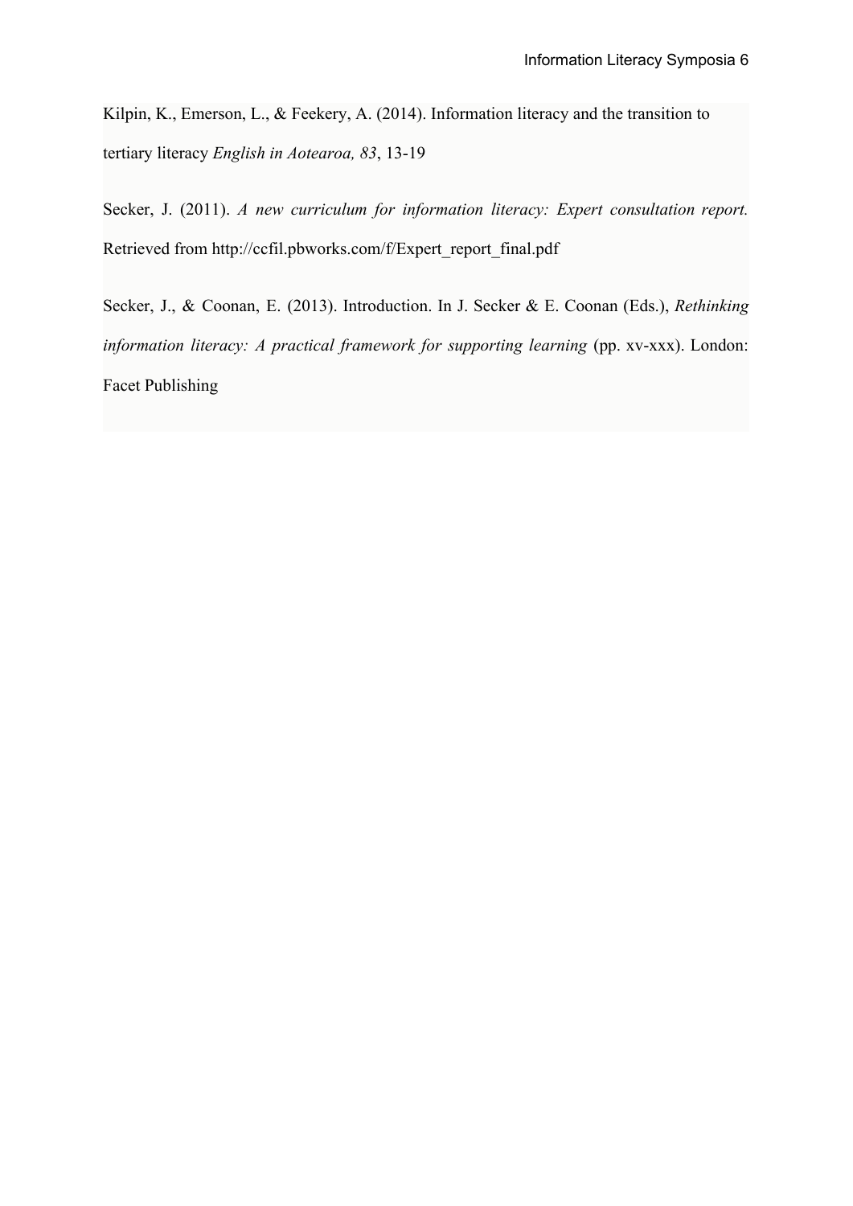Kilpin, K., Emerson, L., & Feekery, A. (2014). Information literacy and the transition to tertiary literacy *English in Aotearoa, 83*, 13-19

Secker, J. (2011). *A new curriculum for information literacy: Expert consultation report.* Retrieved from http://ccfil.pbworks.com/f/Expert_report_final.pdf

Secker, J., & Coonan, E. (2013). Introduction. In J. Secker & E. Coonan (Eds.), *Rethinking information literacy: A practical framework for supporting learning* (pp. xv-xxx). London: Facet Publishing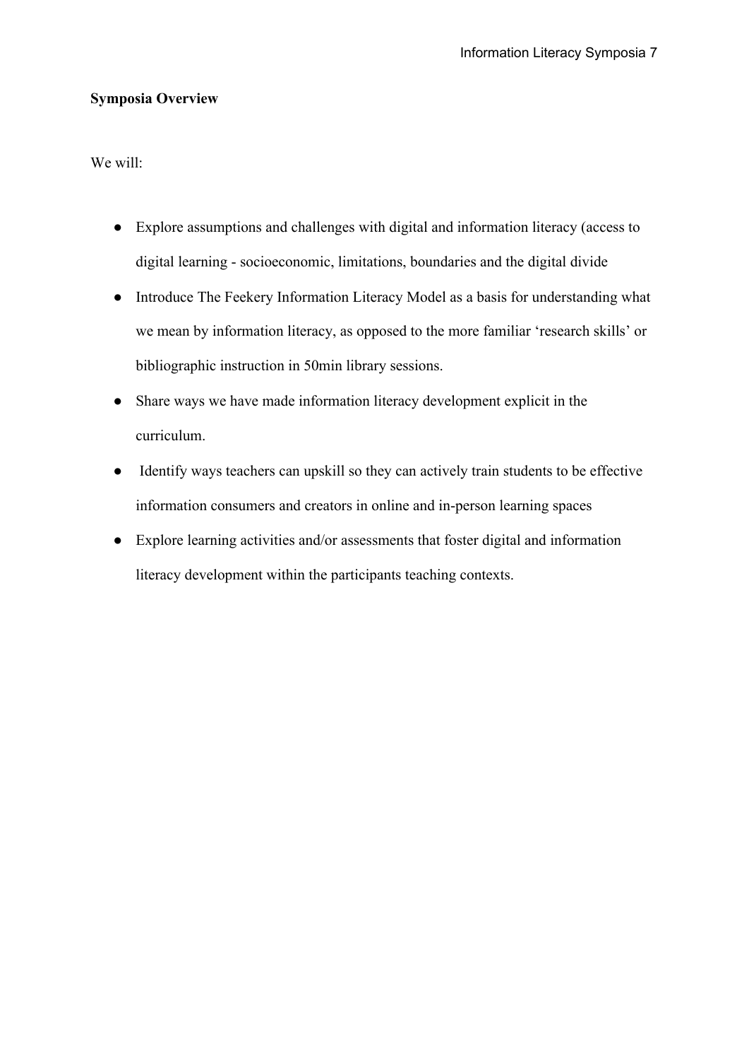**Symposia Overview**

We will:

- Explore assumptions and challenges with digital and information literacy (access to digital learning - socioeconomic, limitations, boundaries and the digital divide
- Introduce The Feekery Information Literacy Model as a basis for understanding what we mean by information literacy, as opposed to the more familiar 'research skills' or bibliographic instruction in 50min library sessions.
- Share ways we have made information literacy development explicit in the curriculum.
- Identify ways teachers can upskill so they can actively train students to be effective information consumers and creators in online and in-person learning spaces
- Explore learning activities and/or assessments that foster digital and information literacy development within the participants teaching contexts.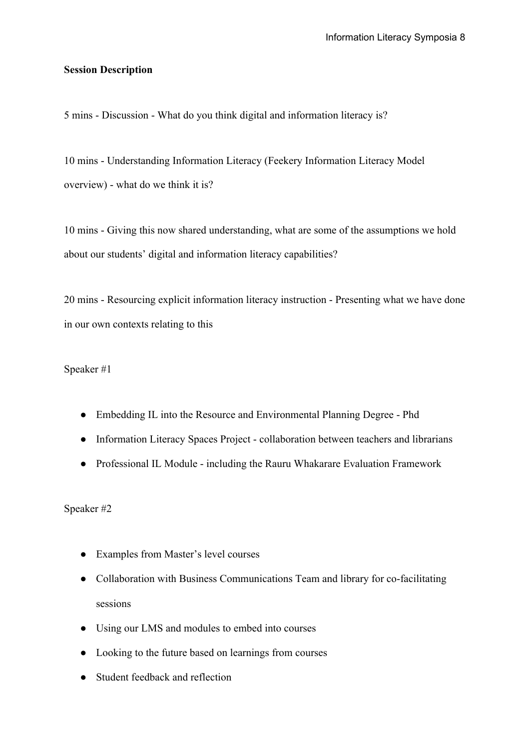**Session Description**

5 mins - Discussion - What do you think digital and information literacy is?

10 mins - Understanding Information Literacy (Feekery Information Literacy Model overview) - what do we think it is?

10 mins - Giving this now shared understanding, what are some of the assumptions we hold about our students' digital and information literacy capabilities?

20 mins - Resourcing explicit information literacy instruction - Presenting what we have done in our own contexts relating to this

Speaker #1

- Embedding IL into the Resource and Environmental Planning Degree - Phd
- Information Literacy Spaces Project - collaboration between teachers and librarians
- Professional IL Module - including the Rauru Whakarare Evaluation Framework

Speaker #2

- Examples from Master's level courses
- Collaboration with Business Communications Team and library for co-facilitating sessions
- Using our LMS and modules to embed into courses
- Looking to the future based on learnings from courses
- Student feedback and reflection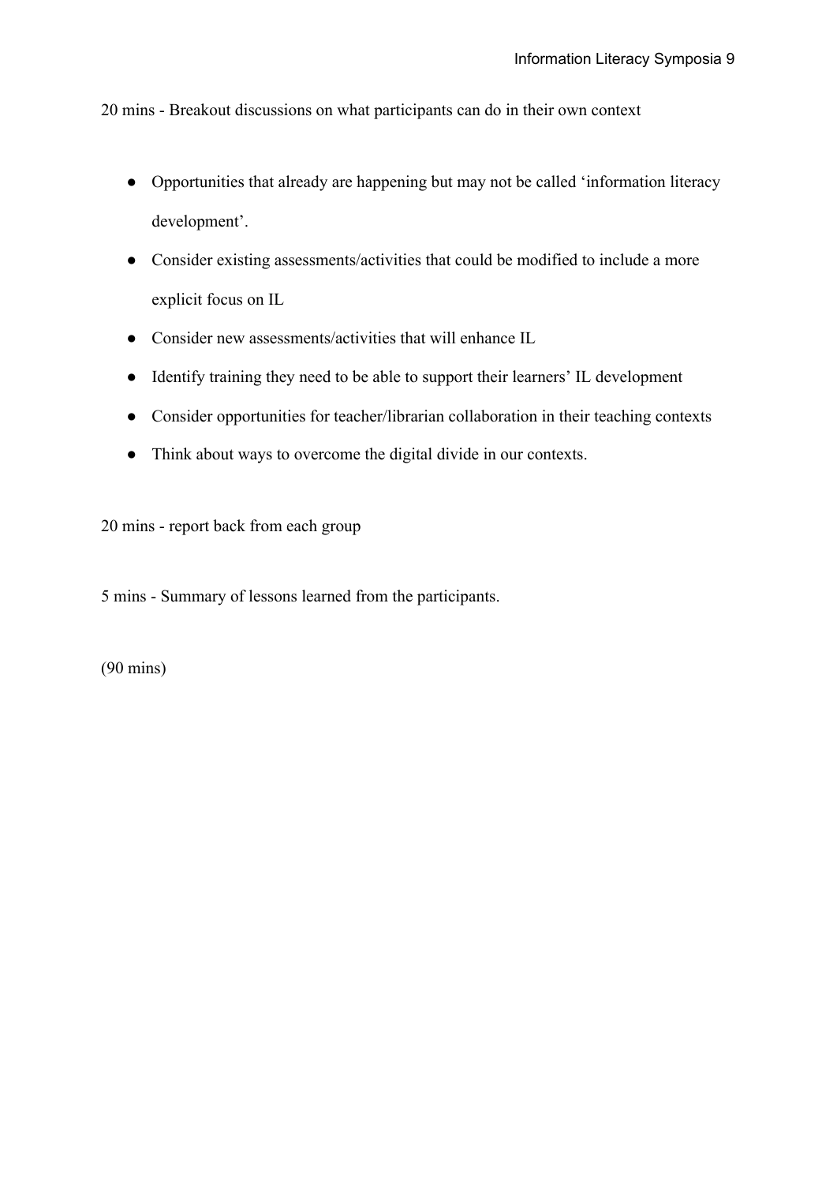20 mins - Breakout discussions on what participants can do in their own context

- Opportunities that already are happening but may not be called 'information literacy development'.
- Consider existing assessments/activities that could be modified to include a more explicit focus on IL
- Consider new assessments/activities that will enhance IL
- Identify training they need to be able to support their learners' IL development
- Consider opportunities for teacher/librarian collaboration in their teaching contexts
- Think about ways to overcome the digital divide in our contexts.

20 mins - report back from each group

5 mins - Summary of lessons learned from the participants.

(90 mins)